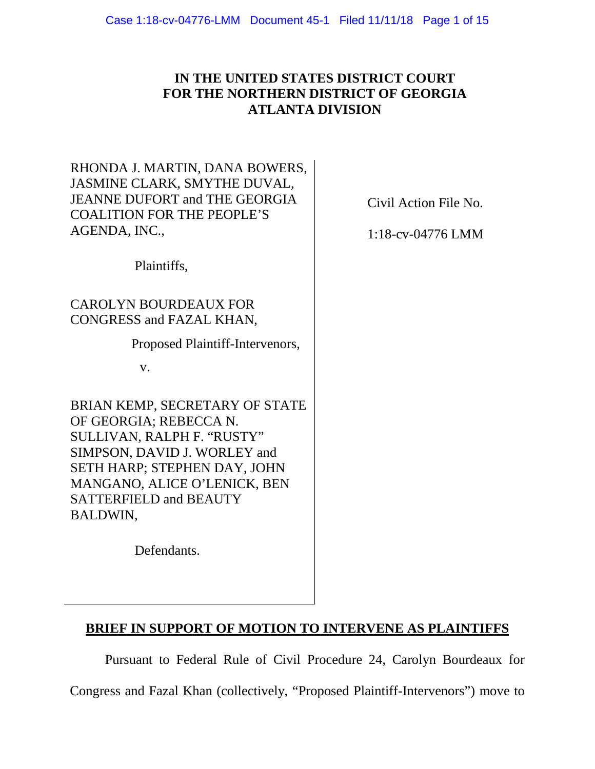**IN THE UNITED STATES DISTRICT COURT**
**FOR THE NORTHERN DISTRICT OF GEORGIA**
**ATLANTA DIVISION**

RHONDA J. MARTIN, DANA BOWERS, JASMINE CLARK, SMYTHE DUVAL, JEANNE DUFORT and THE GEORGIA COALITION FOR THE PEOPLE'S AGENDA, INC.,

Plaintiffs,

CAROLYN BOURDEAUX FOR CONGRESS and FAZAL KHAN,

Proposed Plaintiff-Intervenors,

v.

BRIAN KEMP, SECRETARY OF STATE OF GEORGIA; REBECCA N. SULLIVAN, RALPH F. "RUSTY" SIMPSON, DAVID J. WORLEY and SETH HARP; STEPHEN DAY, JOHN MANGANO, ALICE O'LENICK, BEN SATTERFIELD and BEAUTY BALDWIN,

Defendants.

Civil Action File No.

1:18-cv-04776 LMM

**<u>BRIEF IN SUPPORT OF MOTION TO INTERVENE AS PLAINTIFFS</u>**

Pursuant to Federal Rule of Civil Procedure 24, Carolyn Bourdeaux for Congress and Fazal Khan (collectively, "Proposed Plaintiff-Intervenors") move to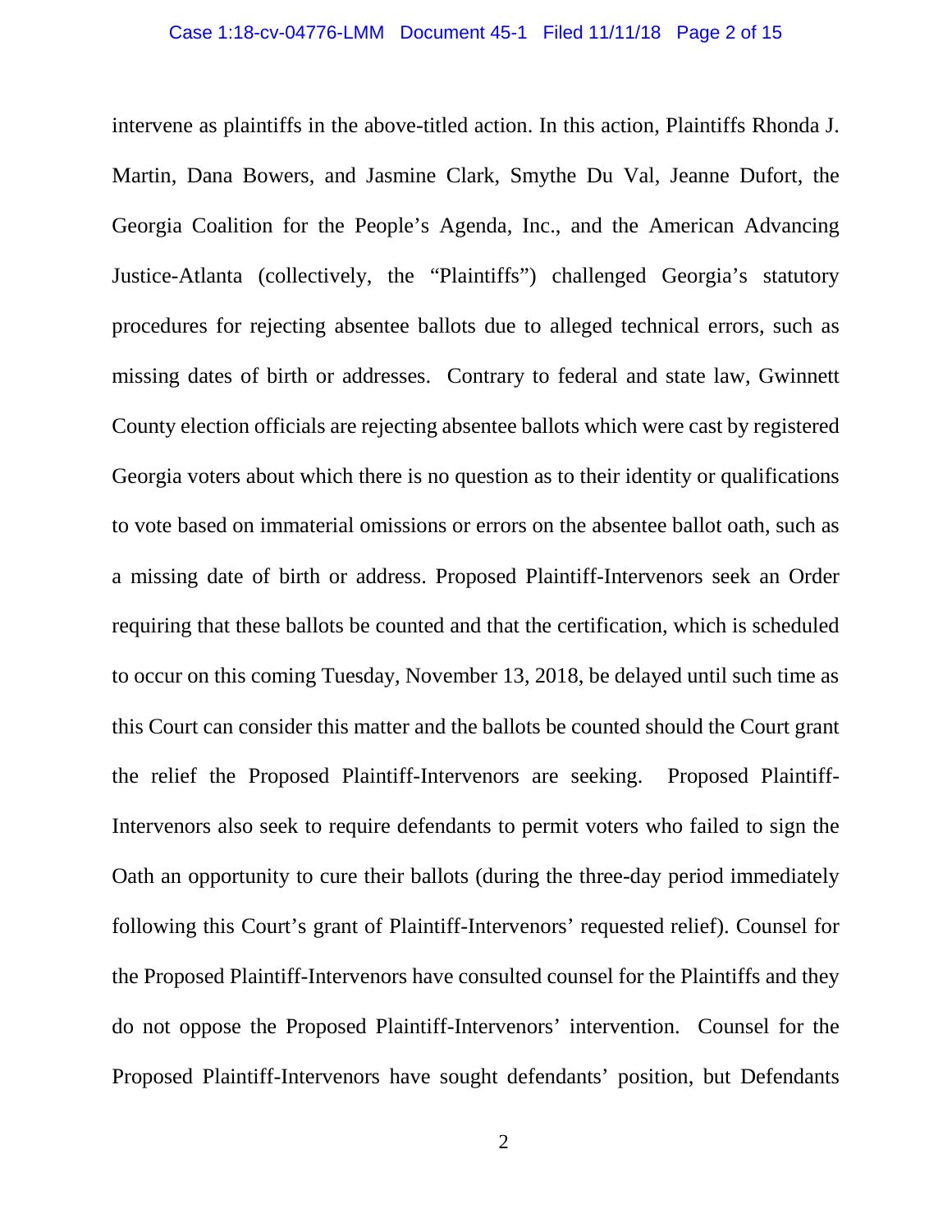intervene as plaintiffs in the above-titled action. In this action, Plaintiffs Rhonda J. Martin, Dana Bowers, and Jasmine Clark, Smythe Du Val, Jeanne Dufort, the Georgia Coalition for the People's Agenda, Inc., and the American Advancing Justice-Atlanta (collectively, the "Plaintiffs") challenged Georgia's statutory procedures for rejecting absentee ballots due to alleged technical errors, such as missing dates of birth or addresses. Contrary to federal and state law, Gwinnett County election officials are rejecting absentee ballots which were cast by registered Georgia voters about which there is no question as to their identity or qualifications to vote based on immaterial omissions or errors on the absentee ballot oath, such as a missing date of birth or address. Proposed Plaintiff-Intervenors seek an Order requiring that these ballots be counted and that the certification, which is scheduled to occur on this coming Tuesday, November 13, 2018, be delayed until such time as this Court can consider this matter and the ballots be counted should the Court grant the relief the Proposed Plaintiff-Intervenors are seeking. Proposed Plaintiff-Intervenors also seek to require defendants to permit voters who failed to sign the Oath an opportunity to cure their ballots (during the three-day period immediately following this Court's grant of Plaintiff-Intervenors' requested relief). Counsel for the Proposed Plaintiff-Intervenors have consulted counsel for the Plaintiffs and they do not oppose the Proposed Plaintiff-Intervenors' intervention. Counsel for the Proposed Plaintiff-Intervenors have sought defendants' position, but Defendants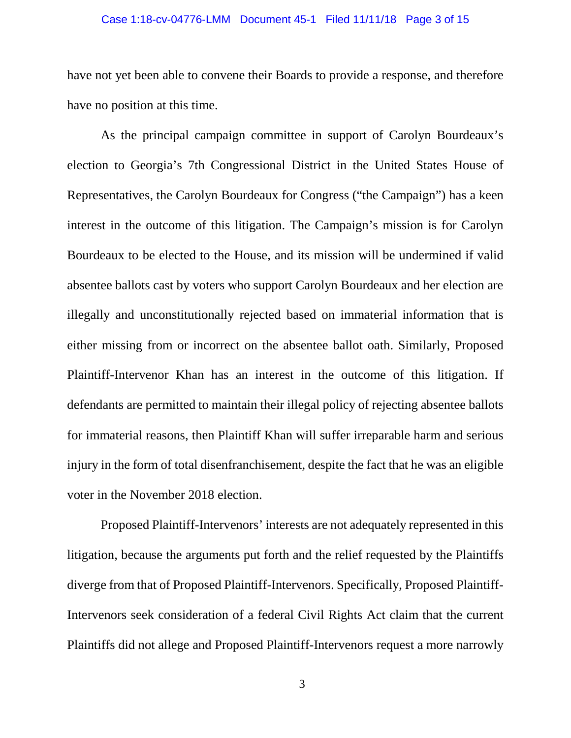have not yet been able to convene their Boards to provide a response, and therefore have no position at this time.

As the principal campaign committee in support of Carolyn Bourdeaux's election to Georgia's 7th Congressional District in the United States House of Representatives, the Carolyn Bourdeaux for Congress ("the Campaign") has a keen interest in the outcome of this litigation. The Campaign's mission is for Carolyn Bourdeaux to be elected to the House, and its mission will be undermined if valid absentee ballots cast by voters who support Carolyn Bourdeaux and her election are illegally and unconstitutionally rejected based on immaterial information that is either missing from or incorrect on the absentee ballot oath. Similarly, Proposed Plaintiff-Intervenor Khan has an interest in the outcome of this litigation. If defendants are permitted to maintain their illegal policy of rejecting absentee ballots for immaterial reasons, then Plaintiff Khan will suffer irreparable harm and serious injury in the form of total disenfranchisement, despite the fact that he was an eligible voter in the November 2018 election.

Proposed Plaintiff-Intervenors' interests are not adequately represented in this litigation, because the arguments put forth and the relief requested by the Plaintiffs diverge from that of Proposed Plaintiff-Intervenors. Specifically, Proposed Plaintiff-Intervenors seek consideration of a federal Civil Rights Act claim that the current Plaintiffs did not allege and Proposed Plaintiff-Intervenors request a more narrowly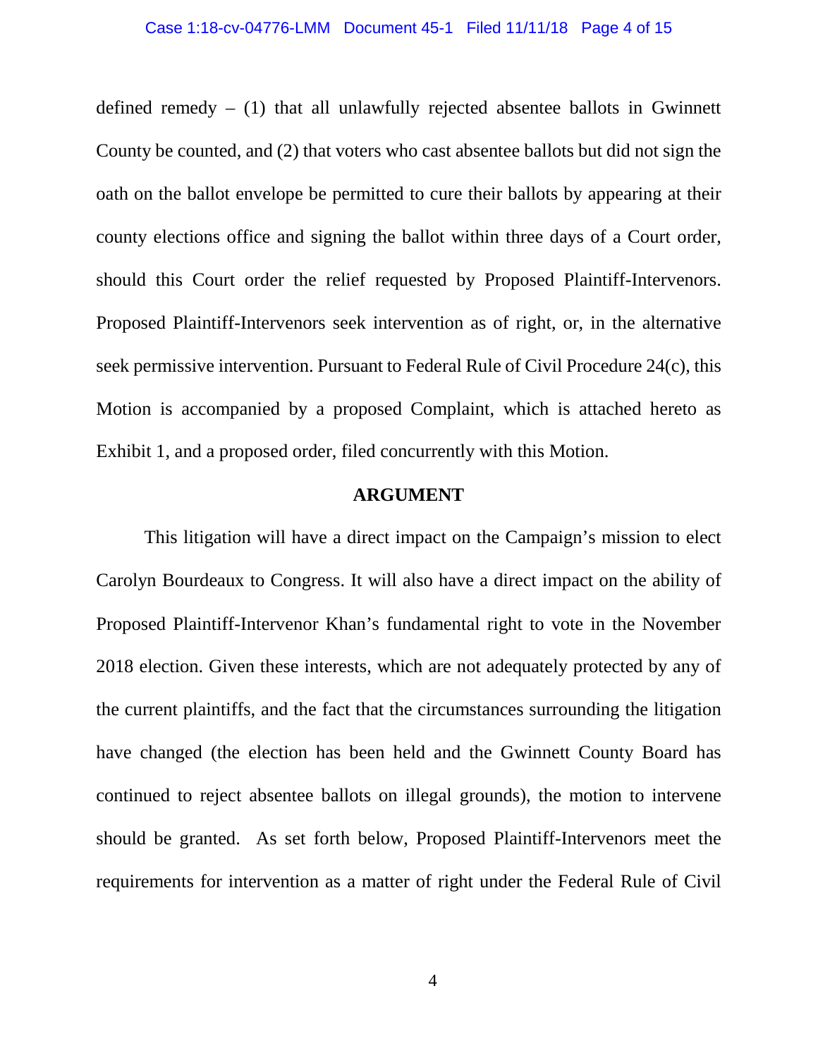defined remedy – (1) that all unlawfully rejected absentee ballots in Gwinnett County be counted, and (2) that voters who cast absentee ballots but did not sign the oath on the ballot envelope be permitted to cure their ballots by appearing at their county elections office and signing the ballot within three days of a Court order, should this Court order the relief requested by Proposed Plaintiff-Intervenors. Proposed Plaintiff-Intervenors seek intervention as of right, or, in the alternative seek permissive intervention. Pursuant to Federal Rule of Civil Procedure 24(c), this Motion is accompanied by a proposed Complaint, which is attached hereto as Exhibit 1, and a proposed order, filed concurrently with this Motion.

## ARGUMENT

This litigation will have a direct impact on the Campaign's mission to elect Carolyn Bourdeaux to Congress. It will also have a direct impact on the ability of Proposed Plaintiff-Intervenor Khan's fundamental right to vote in the November 2018 election. Given these interests, which are not adequately protected by any of the current plaintiffs, and the fact that the circumstances surrounding the litigation have changed (the election has been held and the Gwinnett County Board has continued to reject absentee ballots on illegal grounds), the motion to intervene should be granted. As set forth below, Proposed Plaintiff-Intervenors meet the requirements for intervention as a matter of right under the Federal Rule of Civil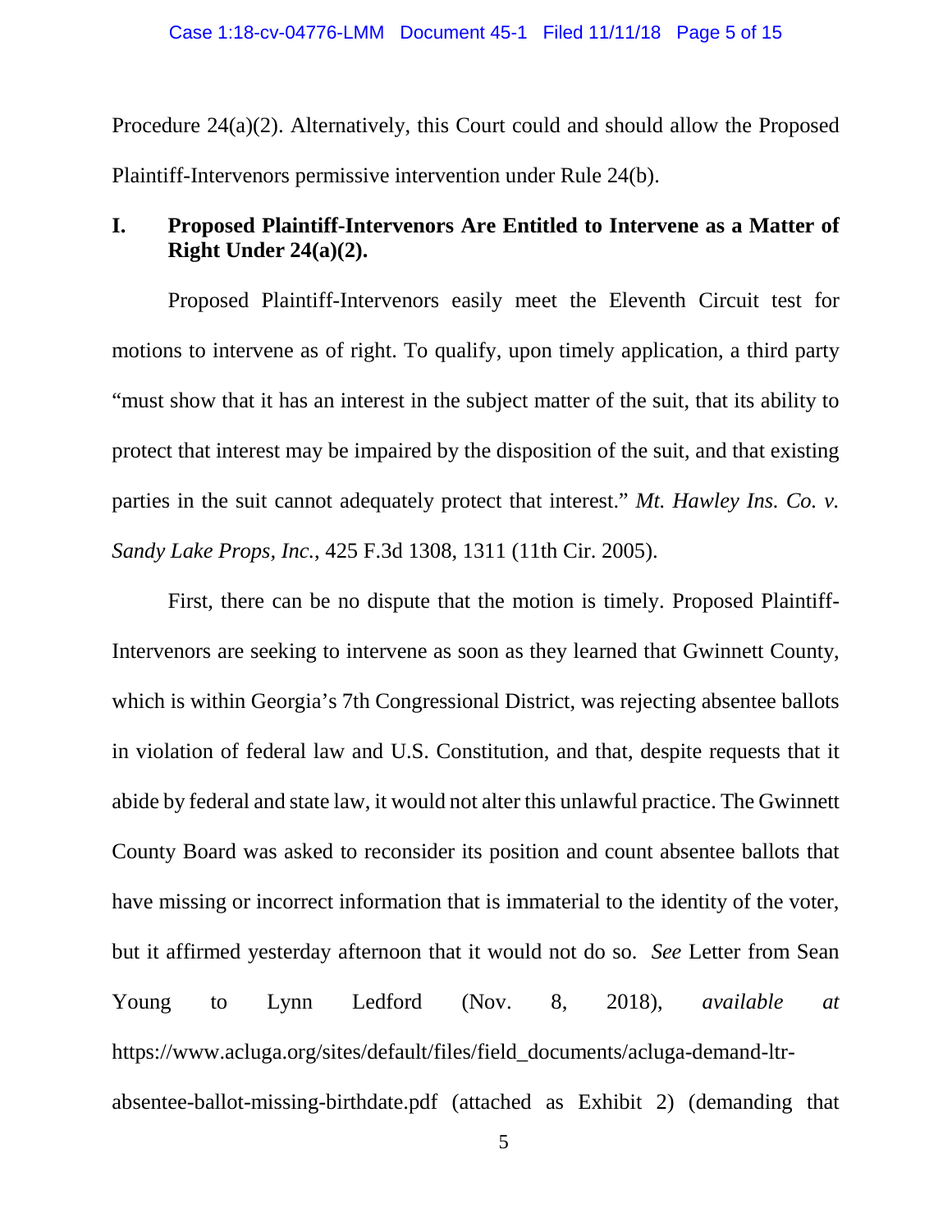Procedure 24(a)(2). Alternatively, this Court could and should allow the Proposed Plaintiff-Intervenors permissive intervention under Rule 24(b).

## I. Proposed Plaintiff-Intervenors Are Entitled to Intervene as a Matter of Right Under 24(a)(2).

Proposed Plaintiff-Intervenors easily meet the Eleventh Circuit test for motions to intervene as of right. To qualify, upon timely application, a third party "must show that it has an interest in the subject matter of the suit, that its ability to protect that interest may be impaired by the disposition of the suit, and that existing parties in the suit cannot adequately protect that interest." *Mt. Hawley Ins. Co. v. Sandy Lake Props, Inc.*, 425 F.3d 1308, 1311 (11th Cir. 2005).

First, there can be no dispute that the motion is timely. Proposed Plaintiff-Intervenors are seeking to intervene as soon as they learned that Gwinnett County, which is within Georgia's 7th Congressional District, was rejecting absentee ballots in violation of federal law and U.S. Constitution, and that, despite requests that it abide by federal and state law, it would not alter this unlawful practice. The Gwinnett County Board was asked to reconsider its position and count absentee ballots that have missing or incorrect information that is immaterial to the identity of the voter, but it affirmed yesterday afternoon that it would not do so. *See* Letter from Sean Young to Lynn Ledford (Nov. 8, 2018), *available at* https://www.acluga.org/sites/default/files/field_documents/acluga-demand-ltr-absentee-ballot-missing-birthdate.pdf (attached as Exhibit 2) (demanding that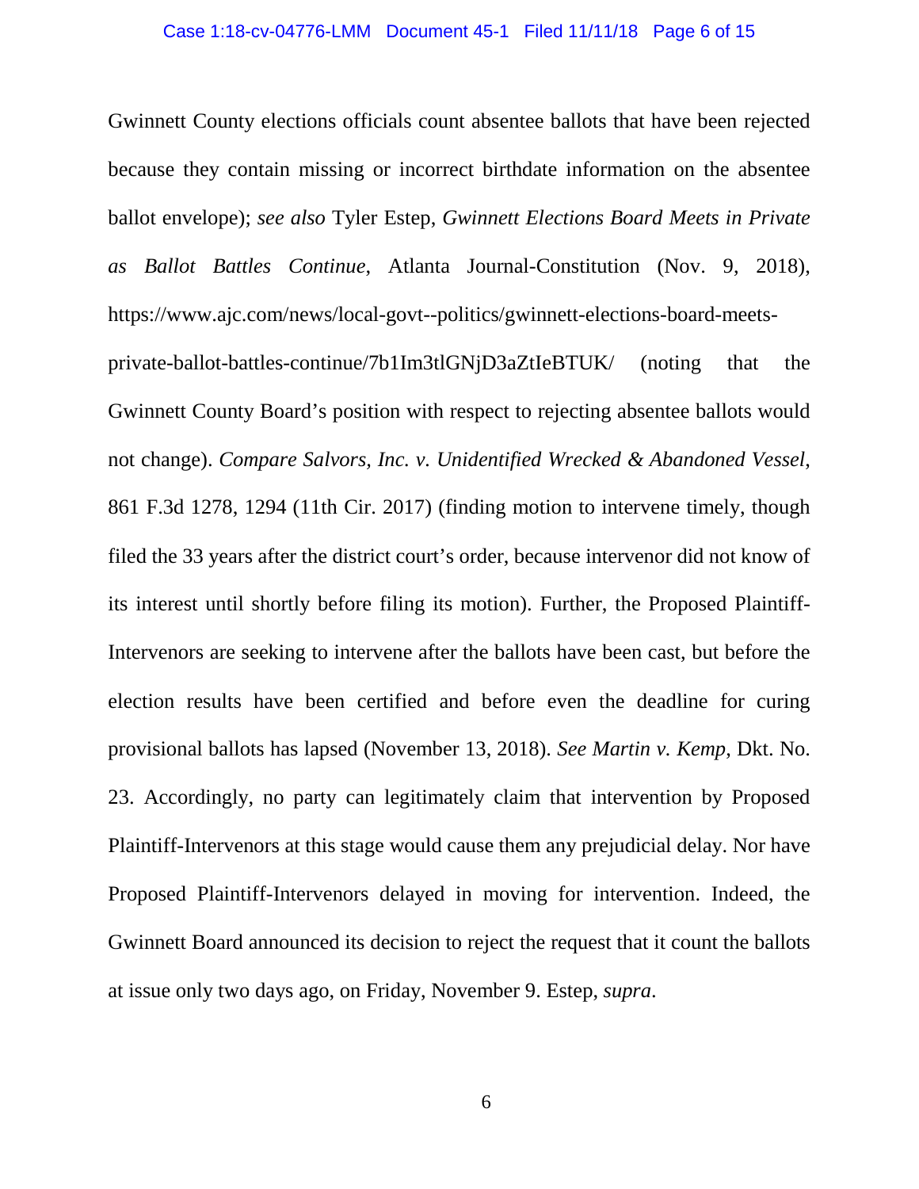Gwinnett County elections officials count absentee ballots that have been rejected because they contain missing or incorrect birthdate information on the absentee ballot envelope); *see also* Tyler Estep, *Gwinnett Elections Board Meets in Private as Ballot Battles Continue*, Atlanta Journal-Constitution (Nov. 9, 2018), https://www.ajc.com/news/local-govt--politics/gwinnett-elections-board-meets-private-ballot-battles-continue/7b1Im3tlGNjD3aZtIeBTUK/ (noting that the Gwinnett County Board's position with respect to rejecting absentee ballots would not change). *Compare Salvors, Inc. v. Unidentified Wrecked & Abandoned Vessel*, 861 F.3d 1278, 1294 (11th Cir. 2017) (finding motion to intervene timely, though filed the 33 years after the district court's order, because intervenor did not know of its interest until shortly before filing its motion). Further, the Proposed Plaintiff-Intervenors are seeking to intervene after the ballots have been cast, but before the election results have been certified and before even the deadline for curing provisional ballots has lapsed (November 13, 2018). *See Martin v. Kemp*, Dkt. No. 23. Accordingly, no party can legitimately claim that intervention by Proposed Plaintiff-Intervenors at this stage would cause them any prejudicial delay. Nor have Proposed Plaintiff-Intervenors delayed in moving for intervention. Indeed, the Gwinnett Board announced its decision to reject the request that it count the ballots at issue only two days ago, on Friday, November 9. Estep, *supra*.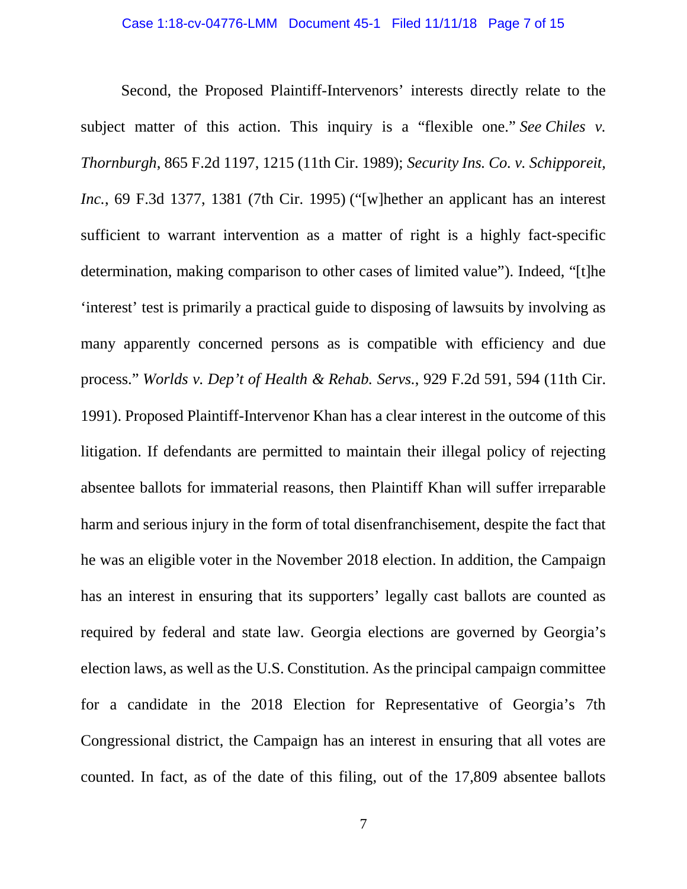Second, the Proposed Plaintiff-Intervenors' interests directly relate to the subject matter of this action. This inquiry is a "flexible one." *See Chiles v. Thornburgh*, 865 F.2d 1197, 1215 (11th Cir. 1989); *Security Ins. Co. v. Schipporeit, Inc.*, 69 F.3d 1377, 1381 (7th Cir. 1995) ("[w]hether an applicant has an interest sufficient to warrant intervention as a matter of right is a highly fact-specific determination, making comparison to other cases of limited value"). Indeed, "[t]he 'interest' test is primarily a practical guide to disposing of lawsuits by involving as many apparently concerned persons as is compatible with efficiency and due process." *Worlds v. Dep't of Health & Rehab. Servs.*, 929 F.2d 591, 594 (11th Cir. 1991). Proposed Plaintiff-Intervenor Khan has a clear interest in the outcome of this litigation. If defendants are permitted to maintain their illegal policy of rejecting absentee ballots for immaterial reasons, then Plaintiff Khan will suffer irreparable harm and serious injury in the form of total disenfranchisement, despite the fact that he was an eligible voter in the November 2018 election. In addition, the Campaign has an interest in ensuring that its supporters' legally cast ballots are counted as required by federal and state law. Georgia elections are governed by Georgia's election laws, as well as the U.S. Constitution. As the principal campaign committee for a candidate in the 2018 Election for Representative of Georgia's 7th Congressional district, the Campaign has an interest in ensuring that all votes are counted. In fact, as of the date of this filing, out of the 17,809 absentee ballots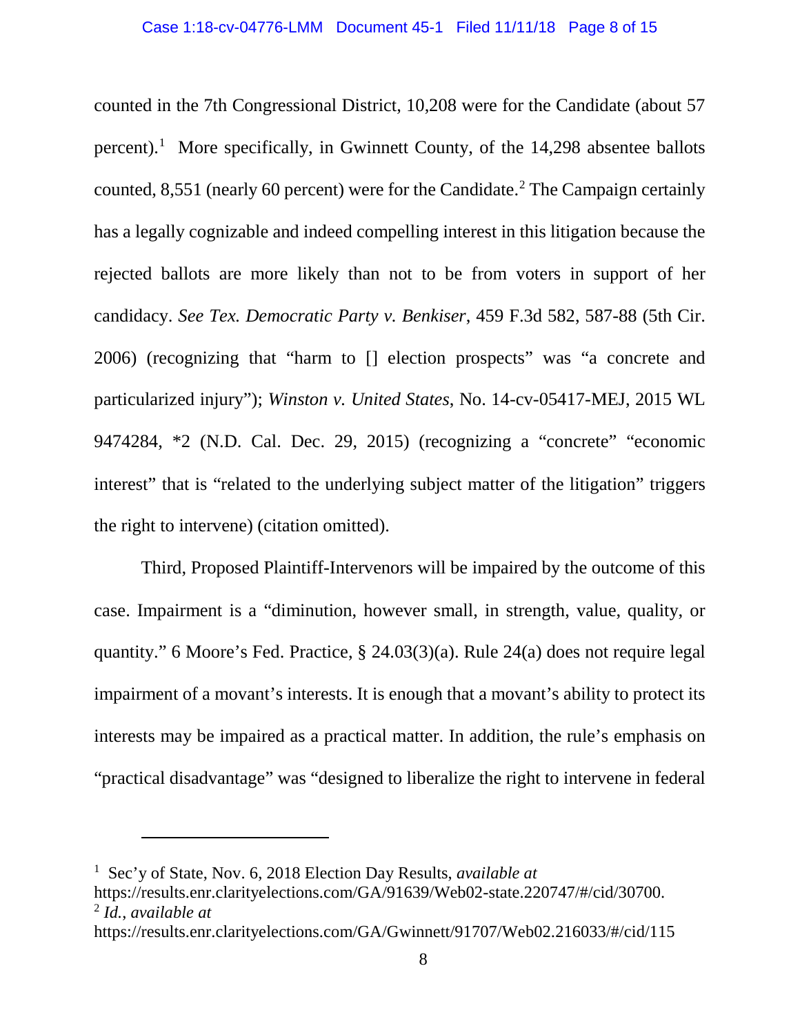counted in the 7th Congressional District, 10,208 were for the Candidate (about 57 percent).[1] More specifically, in Gwinnett County, of the 14,298 absentee ballots counted, 8,551 (nearly 60 percent) were for the Candidate.[2] The Campaign certainly has a legally cognizable and indeed compelling interest in this litigation because the rejected ballots are more likely than not to be from voters in support of her candidacy. *See Tex. Democratic Party v. Benkiser*, 459 F.3d 582, 587-88 (5th Cir. 2006) (recognizing that "harm to [] election prospects" was "a concrete and particularized injury"); *Winston v. United States*, No. 14-cv-05417-MEJ, 2015 WL 9474284, *2 (N.D. Cal. Dec. 29, 2015) (recognizing a "concrete" "economic interest" that is "related to the underlying subject matter of the litigation" triggers the right to intervene) (citation omitted).

Third, Proposed Plaintiff-Intervenors will be impaired by the outcome of this case. Impairment is a "diminution, however small, in strength, value, quality, or quantity." 6 Moore's Fed. Practice, § 24.03(3)(a). Rule 24(a) does not require legal impairment of a movant's interests. It is enough that a movant's ability to protect its interests may be impaired as a practical matter. In addition, the rule's emphasis on "practical disadvantage" was "designed to liberalize the right to intervene in federal

---

[1] Sec'y of State, Nov. 6, 2018 Election Day Results, *available at* https://results.enr.clarityelections.com/GA/91639/Web02-state.220747/#/cid/30700.

[2] *Id.*, *available at* https://results.enr.clarityelections.com/GA/Gwinnett/91707/Web02.216033/#/cid/115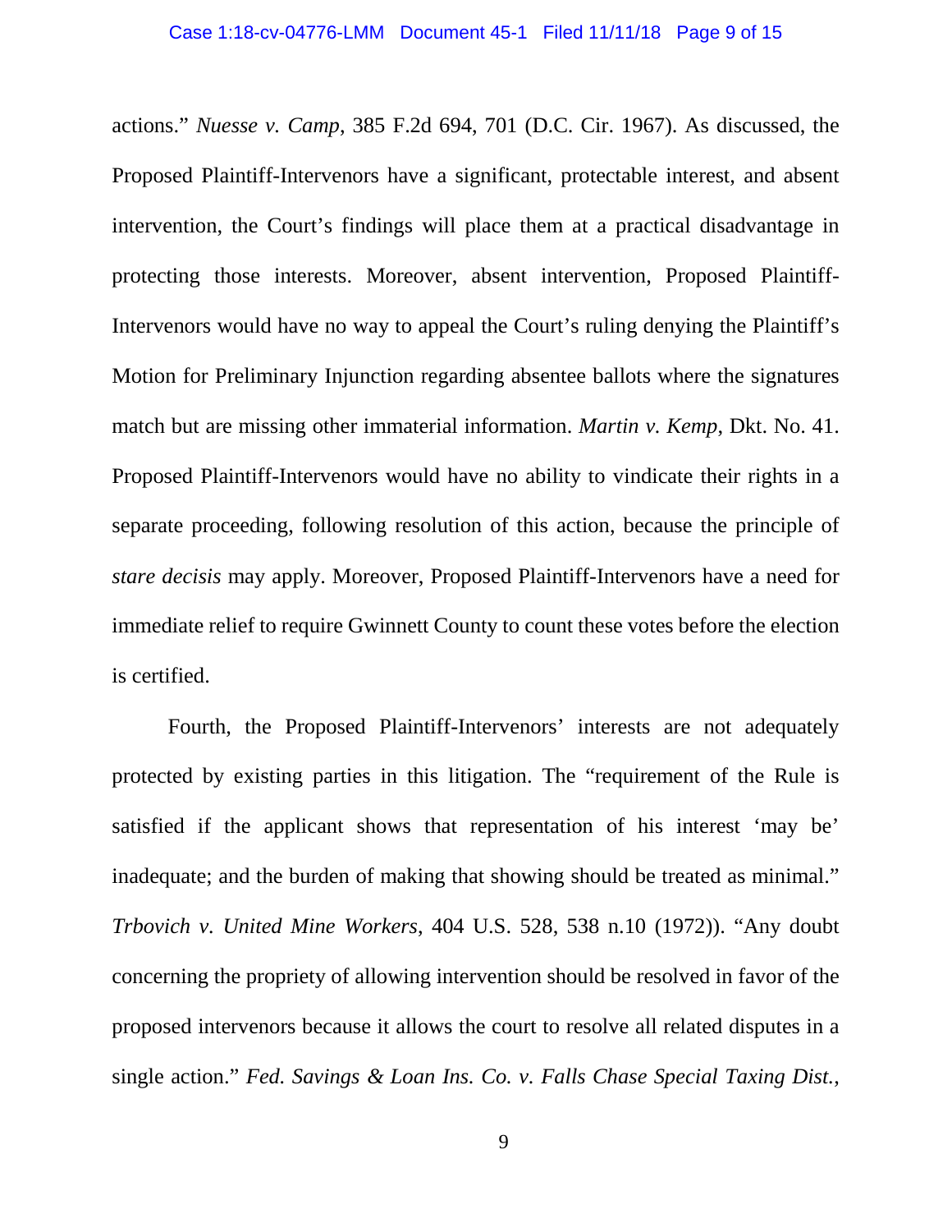actions." *Nuesse v. Camp*, 385 F.2d 694, 701 (D.C. Cir. 1967). As discussed, the Proposed Plaintiff-Intervenors have a significant, protectable interest, and absent intervention, the Court's findings will place them at a practical disadvantage in protecting those interests. Moreover, absent intervention, Proposed Plaintiff-Intervenors would have no way to appeal the Court's ruling denying the Plaintiff's Motion for Preliminary Injunction regarding absentee ballots where the signatures match but are missing other immaterial information. *Martin v. Kemp*, Dkt. No. 41. Proposed Plaintiff-Intervenors would have no ability to vindicate their rights in a separate proceeding, following resolution of this action, because the principle of *stare decisis* may apply. Moreover, Proposed Plaintiff-Intervenors have a need for immediate relief to require Gwinnett County to count these votes before the election is certified.

Fourth, the Proposed Plaintiff-Intervenors' interests are not adequately protected by existing parties in this litigation. The "requirement of the Rule is satisfied if the applicant shows that representation of his interest 'may be' inadequate; and the burden of making that showing should be treated as minimal." *Trbovich v. United Mine Workers*, 404 U.S. 528, 538 n.10 (1972)). "Any doubt concerning the propriety of allowing intervention should be resolved in favor of the proposed intervenors because it allows the court to resolve all related disputes in a single action." *Fed. Savings & Loan Ins. Co. v. Falls Chase Special Taxing Dist.*,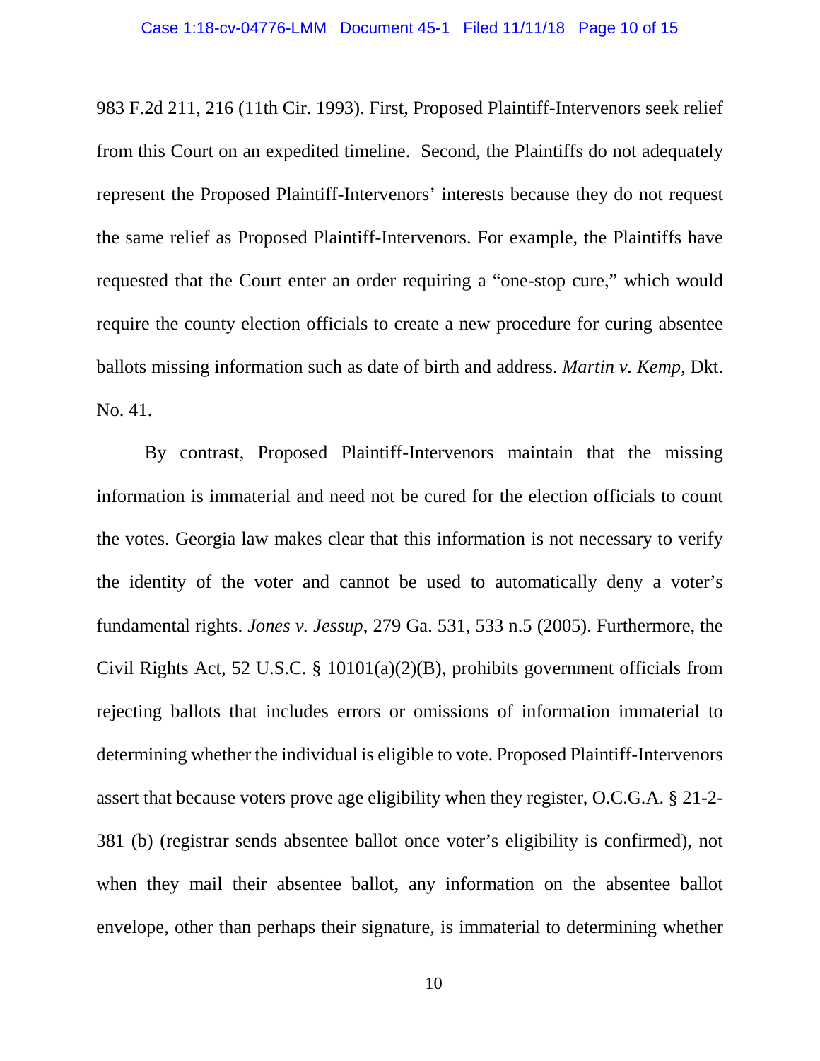983 F.2d 211, 216 (11th Cir. 1993). First, Proposed Plaintiff-Intervenors seek relief from this Court on an expedited timeline. Second, the Plaintiffs do not adequately represent the Proposed Plaintiff-Intervenors' interests because they do not request the same relief as Proposed Plaintiff-Intervenors. For example, the Plaintiffs have requested that the Court enter an order requiring a "one-stop cure," which would require the county election officials to create a new procedure for curing absentee ballots missing information such as date of birth and address. *Martin v. Kemp*, Dkt. No. 41.

By contrast, Proposed Plaintiff-Intervenors maintain that the missing information is immaterial and need not be cured for the election officials to count the votes. Georgia law makes clear that this information is not necessary to verify the identity of the voter and cannot be used to automatically deny a voter's fundamental rights. *Jones v. Jessup*, 279 Ga. 531, 533 n.5 (2005). Furthermore, the Civil Rights Act, 52 U.S.C. § 10101(a)(2)(B), prohibits government officials from rejecting ballots that includes errors or omissions of information immaterial to determining whether the individual is eligible to vote. Proposed Plaintiff-Intervenors assert that because voters prove age eligibility when they register, O.C.G.A. § 21-2-381 (b) (registrar sends absentee ballot once voter's eligibility is confirmed), not when they mail their absentee ballot, any information on the absentee ballot envelope, other than perhaps their signature, is immaterial to determining whether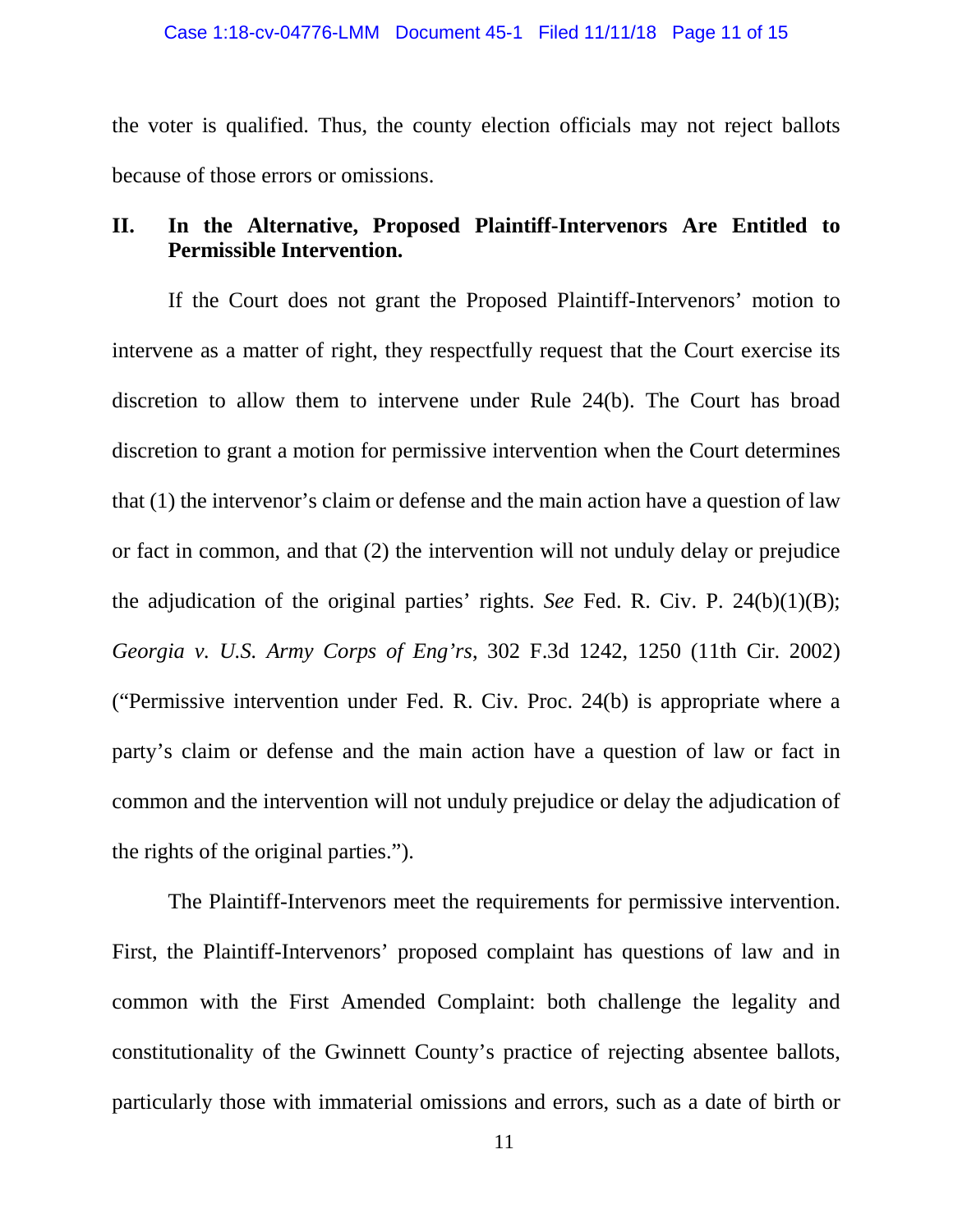the voter is qualified. Thus, the county election officials may not reject ballots because of those errors or omissions.

## II. In the Alternative, Proposed Plaintiff-Intervenors Are Entitled to Permissible Intervention.

If the Court does not grant the Proposed Plaintiff-Intervenors' motion to intervene as a matter of right, they respectfully request that the Court exercise its discretion to allow them to intervene under Rule 24(b). The Court has broad discretion to grant a motion for permissive intervention when the Court determines that (1) the intervenor's claim or defense and the main action have a question of law or fact in common, and that (2) the intervention will not unduly delay or prejudice the adjudication of the original parties' rights. *See* Fed. R. Civ. P. 24(b)(1)(B); *Georgia v. U.S. Army Corps of Eng'rs*, 302 F.3d 1242, 1250 (11th Cir. 2002) ("Permissive intervention under Fed. R. Civ. Proc. 24(b) is appropriate where a party's claim or defense and the main action have a question of law or fact in common and the intervention will not unduly prejudice or delay the adjudication of the rights of the original parties.").

The Plaintiff-Intervenors meet the requirements for permissive intervention. First, the Plaintiff-Intervenors' proposed complaint has questions of law and in common with the First Amended Complaint: both challenge the legality and constitutionality of the Gwinnett County's practice of rejecting absentee ballots, particularly those with immaterial omissions and errors, such as a date of birth or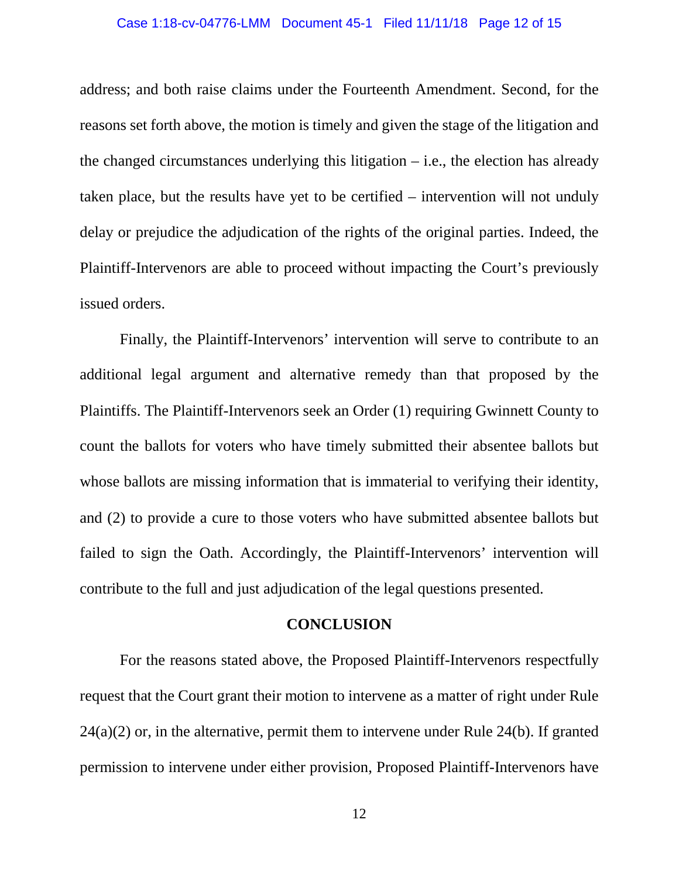address; and both raise claims under the Fourteenth Amendment. Second, for the reasons set forth above, the motion is timely and given the stage of the litigation and the changed circumstances underlying this litigation – i.e., the election has already taken place, but the results have yet to be certified – intervention will not unduly delay or prejudice the adjudication of the rights of the original parties. Indeed, the Plaintiff-Intervenors are able to proceed without impacting the Court's previously issued orders.

Finally, the Plaintiff-Intervenors' intervention will serve to contribute to an additional legal argument and alternative remedy than that proposed by the Plaintiffs. The Plaintiff-Intervenors seek an Order (1) requiring Gwinnett County to count the ballots for voters who have timely submitted their absentee ballots but whose ballots are missing information that is immaterial to verifying their identity, and (2) to provide a cure to those voters who have submitted absentee ballots but failed to sign the Oath. Accordingly, the Plaintiff-Intervenors' intervention will contribute to the full and just adjudication of the legal questions presented.

## CONCLUSION

For the reasons stated above, the Proposed Plaintiff-Intervenors respectfully request that the Court grant their motion to intervene as a matter of right under Rule 24(a)(2) or, in the alternative, permit them to intervene under Rule 24(b). If granted permission to intervene under either provision, Proposed Plaintiff-Intervenors have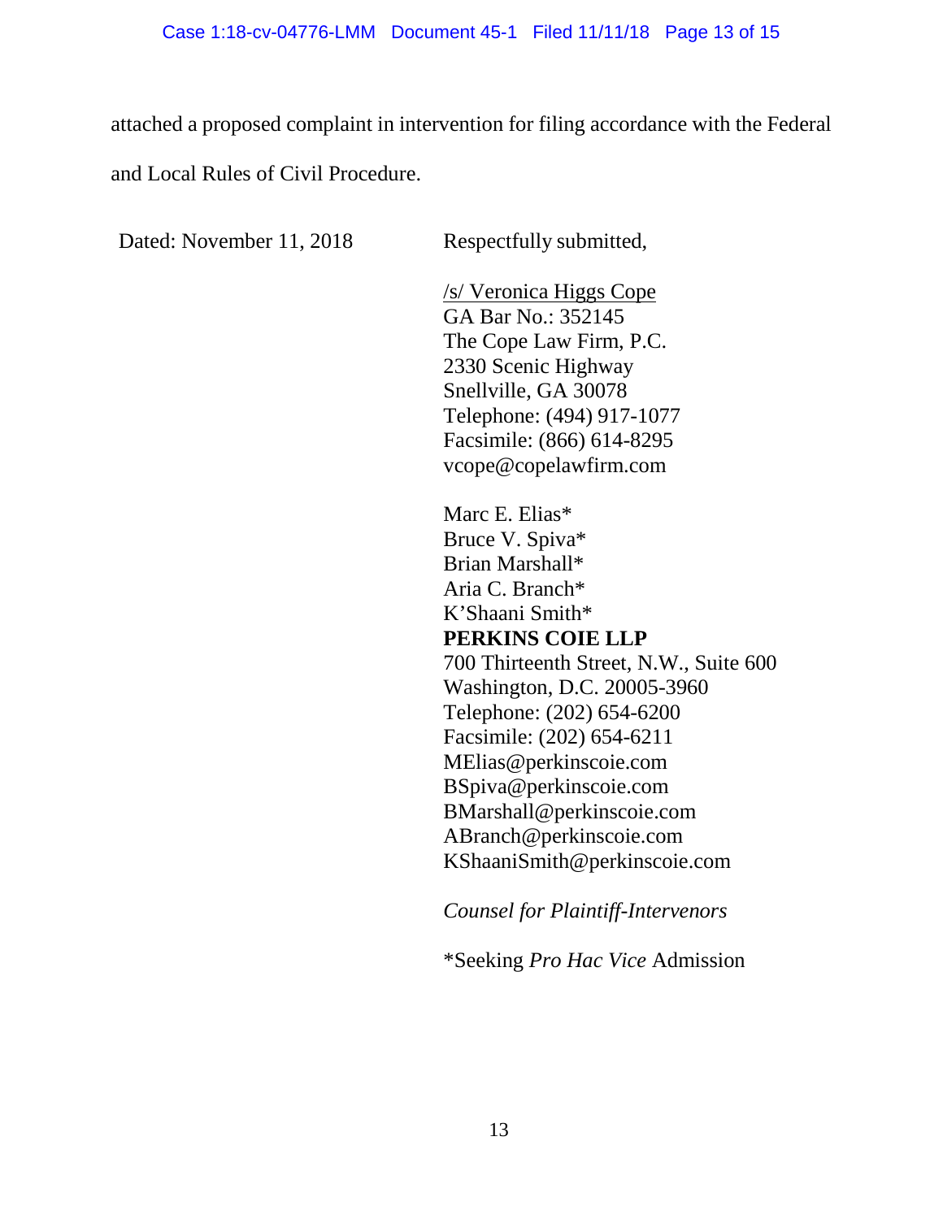attached a proposed complaint in intervention for filing accordance with the Federal and Local Rules of Civil Procedure.

Dated: November 11, 2018

Respectfully submitted,

/s/ Veronica Higgs Cope
GA Bar No.: 352145
The Cope Law Firm, P.C.
2330 Scenic Highway
Snellville, GA 30078
Telephone: (494) 917-1077
Facsimile: (866) 614-8295
vcope@copelawfirm.com

Marc E. Elias*
Bruce V. Spiva*
Brian Marshall*
Aria C. Branch*
K'Shaani Smith*
**PERKINS COIE LLP**
700 Thirteenth Street, N.W., Suite 600
Washington, D.C. 20005-3960
Telephone: (202) 654-6200
Facsimile: (202) 654-6211
MElias@perkinscoie.com
BSpiva@perkinscoie.com
BMarshall@perkinscoie.com
ABranch@perkinscoie.com
KShaaniSmith@perkinscoie.com

*Counsel for Plaintiff-Intervenors*

*Seeking *Pro Hac Vice* Admission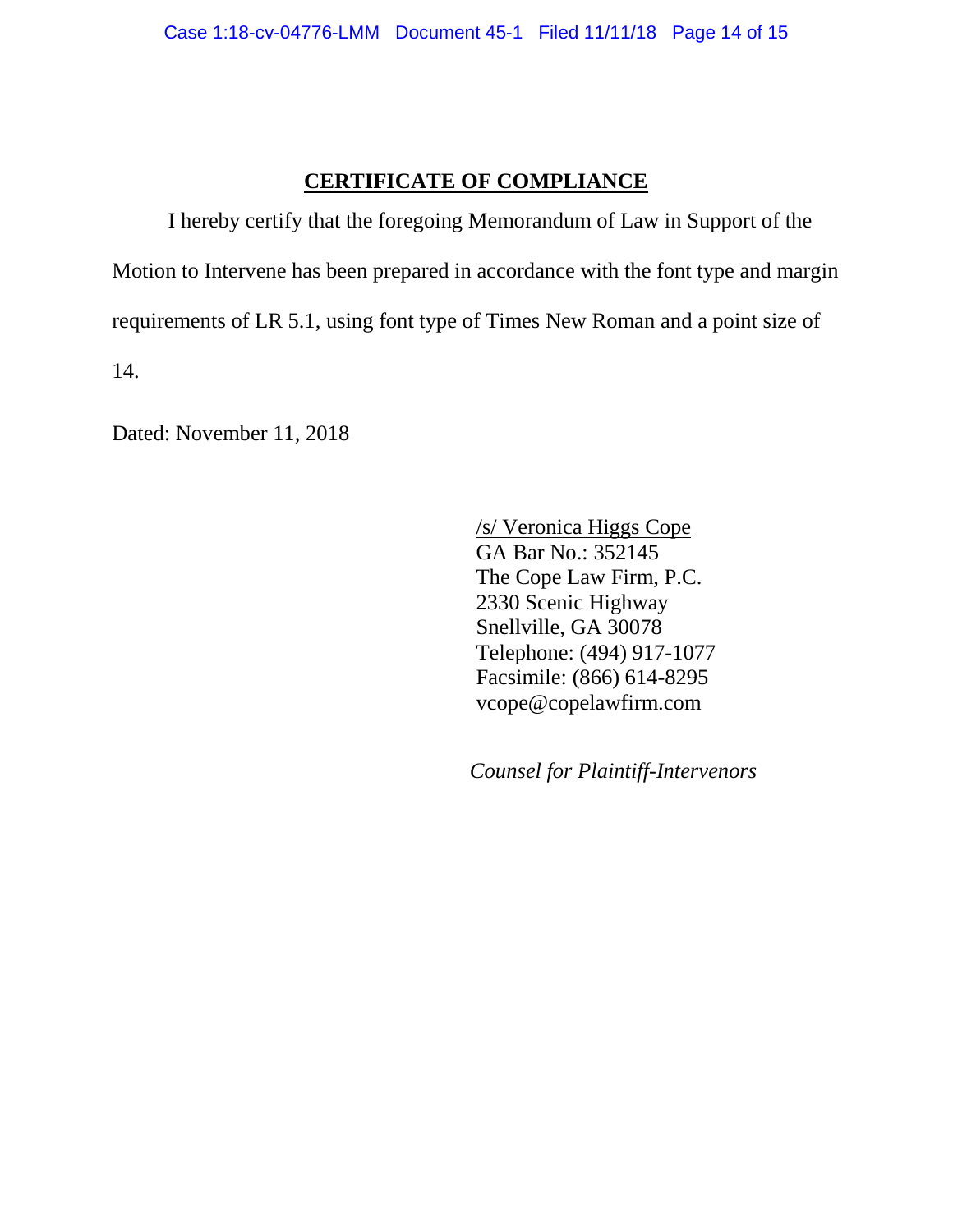## CERTIFICATE OF COMPLIANCE

I hereby certify that the foregoing Memorandum of Law in Support of the Motion to Intervene has been prepared in accordance with the font type and margin requirements of LR 5.1, using font type of Times New Roman and a point size of 14.

Dated: November 11, 2018

/s/ Veronica Higgs Cope
GA Bar No.: 352145
The Cope Law Firm, P.C.
2330 Scenic Highway
Snellville, GA 30078
Telephone: (494) 917-1077
Facsimile: (866) 614-8295
vcope@copelawfirm.com

*Counsel for Plaintiff-Intervenors*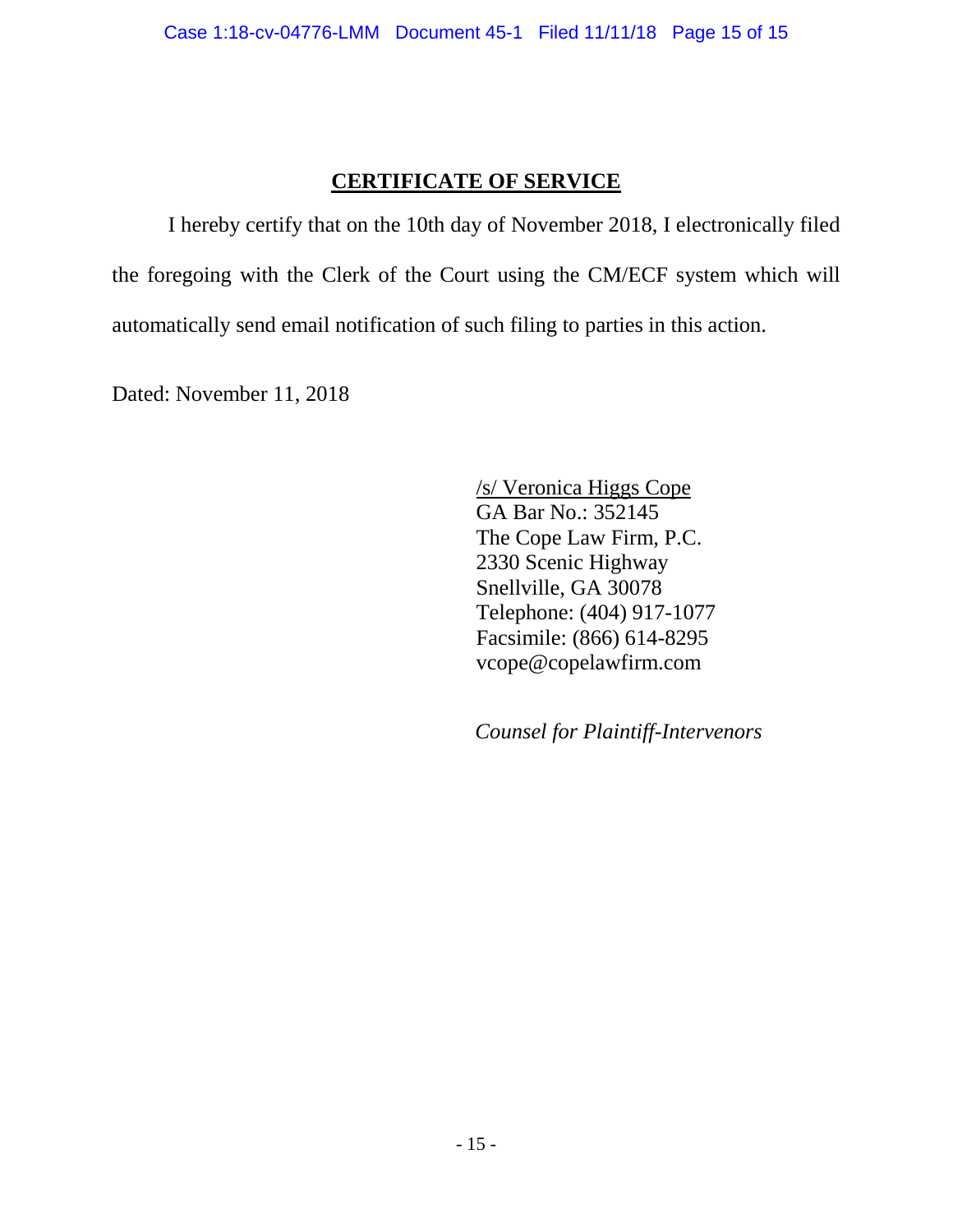## CERTIFICATE OF SERVICE

I hereby certify that on the 10th day of November 2018, I electronically filed the foregoing with the Clerk of the Court using the CM/ECF system which will automatically send email notification of such filing to parties in this action.

Dated: November 11, 2018

/s/ Veronica Higgs Cope
GA Bar No.: 352145
The Cope Law Firm, P.C.
2330 Scenic Highway
Snellville, GA 30078
Telephone: (404) 917-1077
Facsimile: (866) 614-8295
vcope@copelawfirm.com

*Counsel for Plaintiff-Intervenors*